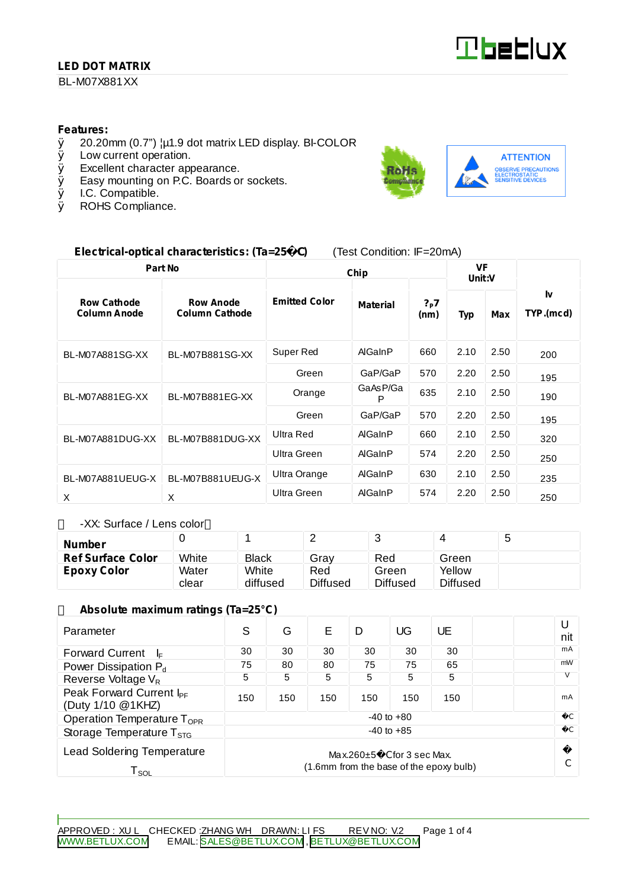**LED DOT MATRIX**

BL-M07X881XX

**Features:**

- 20.20mm (0.7") ¦µ1.9 dot matrix LED display. BI-COLOR
- Low current operation.
- Excellent character appearance.
- Easy mounting on P.C. Boards or sockets.
- I.C. Compatible.
- ROHS Compliance.

RoHS Compliance

ATTENTION
OBSERVE PRECAUTIONS
ELECTROSTATIC
SENSITIVE DEVICES

**Electrical-optical characteristics: (Ta=25�C)** (Test Condition: IF=20mA)

| Part No | | Chip | | | VF Unit:V | | Iv |
|---|---|---|---|---|---|---|---|
| **Row Cathode Column Anode** | **Row Anode Column Cathode** | **Emitted Color** | **Material** | **?P?7 (nm)** | **Typ** | **Max** | **TYP.(mcd)** |
| BL-M07A881SG-XX | BL-M07B881SG-XX | Super Red | AlGaInP | 660 | 2.10 | 2.50 | 200 |
| | | Green | GaP/GaP | 570 | 2.20 | 2.50 | 195 |
| BL-M07A881EG-XX | BL-M07B881EG-XX | Orange | GaAsP/GaP | 635 | 2.10 | 2.50 | 190 |
| | | Green | GaP/GaP | 570 | 2.20 | 2.50 | 195 |
| BL-M07A881DUG-XX | BL-M07B881DUG-XX | Ultra Red | AlGaInP | 660 | 2.10 | 2.50 | 320 |
| | | Ultra Green | AlGaInP | 574 | 2.20 | 2.50 | 250 |
| BL-M07A881UEUG-XX | BL-M07B881UEUG-XX | Ultra Orange | AlGaInP | 630 | 2.10 | 2.50 | 235 |
| | | Ultra Green | AlGaInP | 574 | 2.20 | 2.50 | 250 |

-XX: Surface / Lens color

| **Number** | 0 | 1 | 2 | 3 | 4 | 5 |
|---|---|---|---|---|---|---|
| **Ref Surface Color** | White | Black | Gray | Red | Green | |
| **Epoxy Color** | Water clear | White diffused | Red Diffused | Green Diffused | Yellow Diffused | |

**Absolute maximum ratings (Ta=25°C)**

| Parameter | S | G | E | D | UG | UE | | | Unit |
|---|---|---|---|---|---|---|---|---|---|
| Forward Current $I_F$ | 30 | 30 | 30 | 30 | 30 | 30 | | | mA |
| Power Dissipation $P_d$ | 75 | 80 | 80 | 75 | 75 | 65 | | | mW |
| Reverse Voltage $V_R$ | 5 | 5 | 5 | 5 | 5 | 5 | | | V |
| Peak Forward Current $I_{PF}$ (Duty 1/10 @1KHZ) | 150 | 150 | 150 | 150 | 150 | 150 | | | mA |
| Operation Temperature $T_{OPR}$ | -40 to +80 | | | | | | | | �C |
| Storage Temperature $T_{STG}$ | -40 to +85 | | | | | | | | �C |
| Lead Soldering Temperature $T_{SOL}$ | Max.260±5�C for 3 sec Max. (1.6mm from the base of the epoxy bulb) | | | | | | | | �C |

APPROVED: XU L CHECKED: ZHANG WH DRAWN: LI FS REV NO: V.2

WWW.BETLUX.COM EMAIL: SALES@BETLUX.COM, BETLUX@BETLUX.COM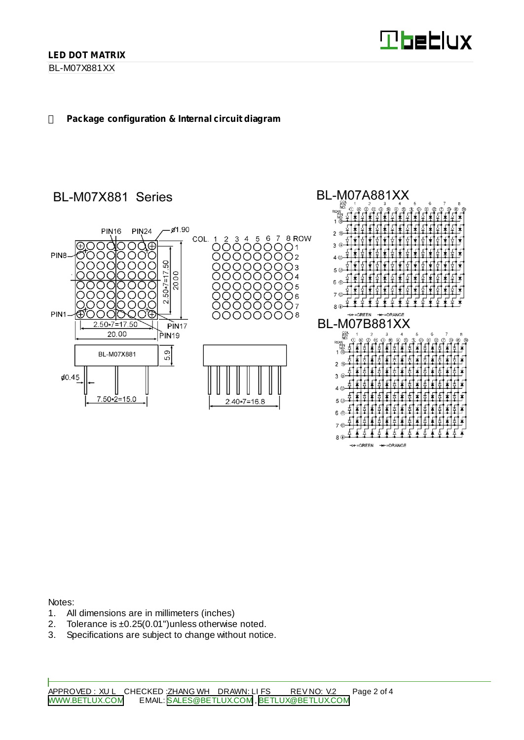## Package configuration & Internal circuit diagram

BL-M07X881 Series

PIN16 PIN24 ø1.90

PIN8

PIN1

2.50•7=17.50

20.00

PIN17

PIN19

2.50•7=17.50

20.00

COL. 1 2 3 4 5 6 7 8 ROW

BL-M07X881

5.9

ø0.45

7.50•2=15.0

2.40•7=16.8

BL-M07A881XX

BL-M07B881XX

=GREEN =ORANGE

Notes:

1. All dimensions are in millimeters (inches)
2. Tolerance is ±0.25(0.01")unless otherwise noted.
3. Specifications are subject to change without notice.

APPROVED : XU L CHECKED :ZHANG WH DRAWN: LI FS REV NO: V.2

WWW.BETLUX.COM EMAIL: SALES@BETLUX.COM , BETLUX@BETLUX.COM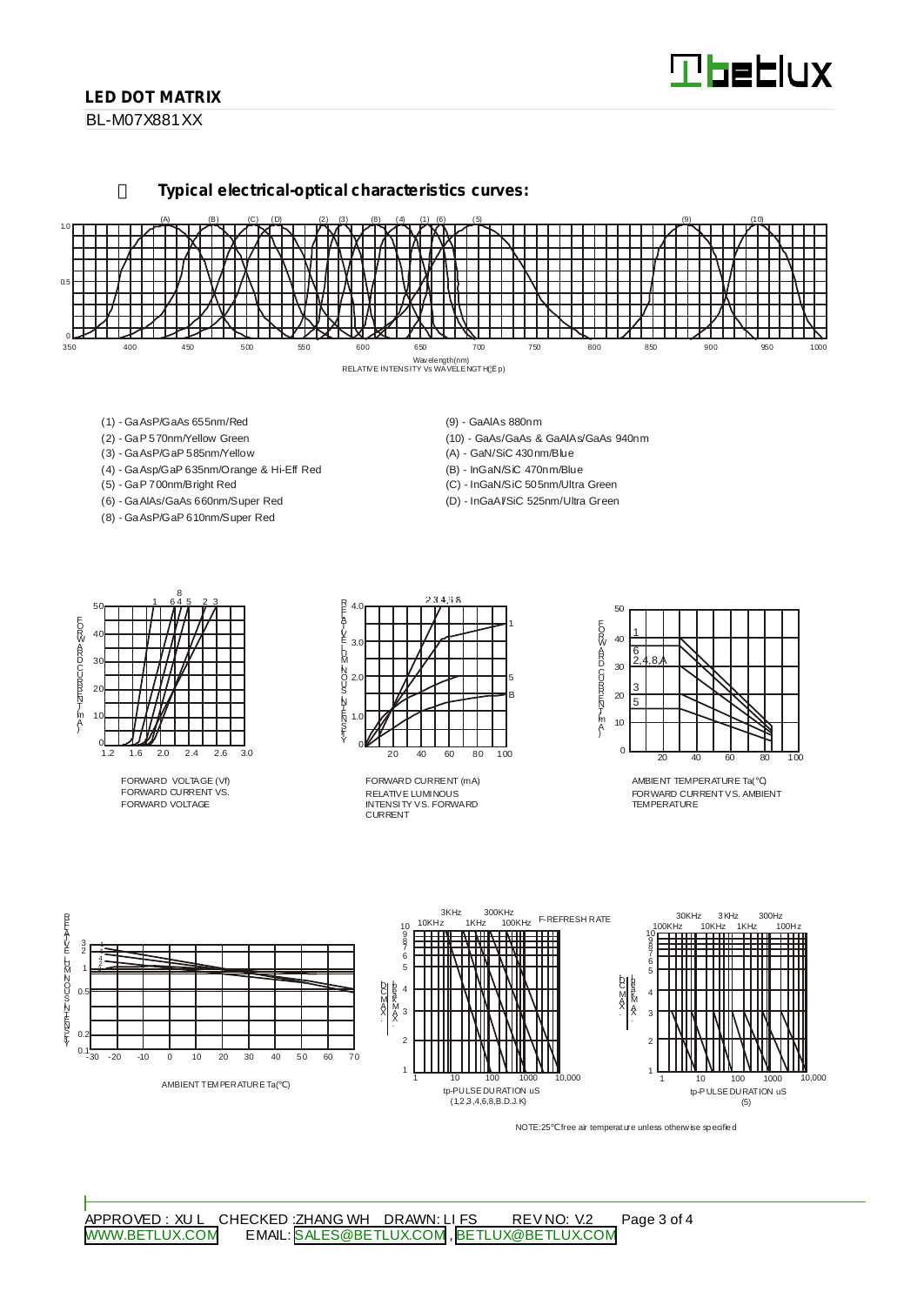## Typical electrical-optical characteristics curves:

Wavelength(nm)

RELATIVE INTENSITY Vs WAVELENGTH(λp)

- (1) - GaAsP/GaAs 655nm/Red
- (2) - GaP 570nm/Yellow Green
- (3) - GaAsP/GaP 585nm/Yellow
- (4) - GaAsp/GaP 635nm/Orange & Hi-Eff Red
- (5) - GaP 700nm/Bright Red
- (6) - GaAlAs/GaAs 660nm/Super Red
- (8) - GaAsP/GaP 610nm/Super Red
- (9) - GaAlAs 880nm
- (10) - GaAs/GaAs & GaAlAs/GaAs 940nm
- (A) - GaN/SiC 430nm/Blue
- (B) - InGaN/SiC 470nm/Blue
- (C) - InGaN/SiC 505nm/Ultra Green
- (D) - InGaAl/SiC 525nm/Ultra Green

FORWARD VOLTAGE (Vf)
FORWARD CURRENT VS. FORWARD VOLTAGE

FORWARD CURRENT (mA)
RELATIVE LUMINOUS INTENSITY VS. FORWARD CURRENT

AMBIENT TEMPERATURE Ta(℃)
FORWARD CURRENT VS. AMBIENT TEMPERATURE

AMBIENT TEMPERATURE Ta(℃)

F-REFRESH RATE

tp-PULSE DURATION uS
(1,2,3,4,6,8,B.D.J.K)

tp-PULSE DURATION uS
(5)

NOTE:25℃ free air temperature unless otherwise specified

APPROVED : XU L CHECKED :ZHANG WH DRAWN: LI FS REV NO: V.2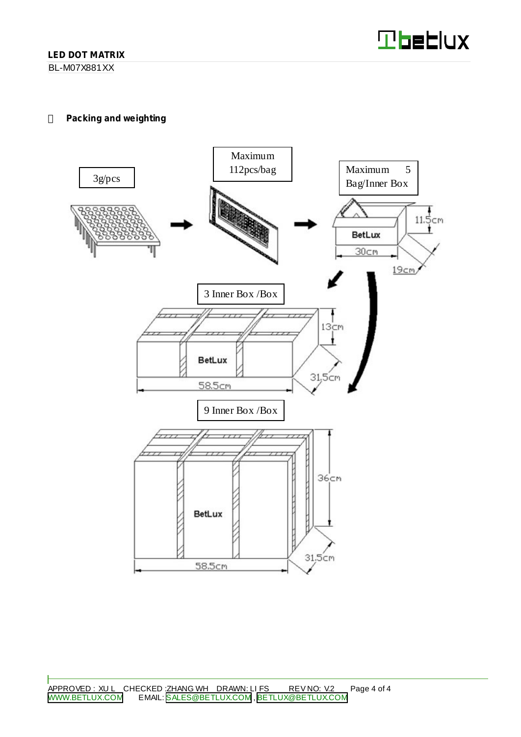## Packing and weighting

3g/pcs

Maximum 112pcs/bag

Maximum 5 Bag/Inner Box

BetLux

11.5cm

30cm

19cm

3 Inner Box /Box

BetLux

13cm

58.5cm

31.5cm

9 Inner Box /Box

BetLux

36cm

58.5cm

31.5cm

APPROVED : XU L CHECKED :ZHANG WH DRAWN: LI FS REV NO: V.2

WWW.BETLUX.COM EMAIL: SALES@BETLUX.COM , BETLUX@BETLUX.COM